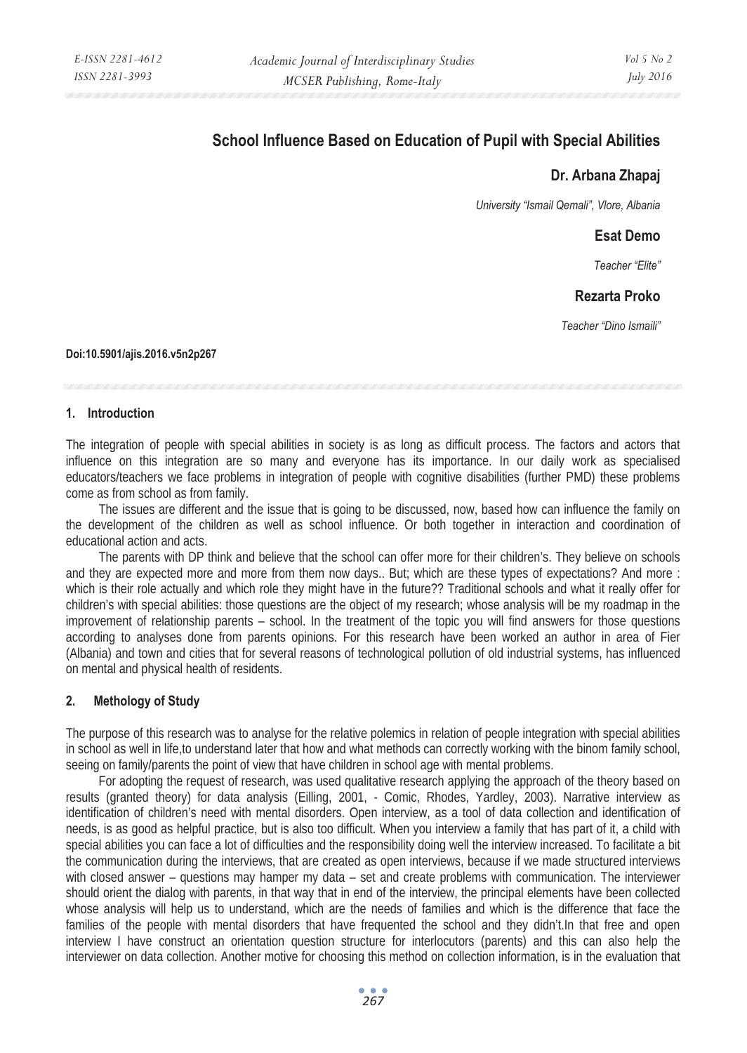# School Influence Based on Education of Pupil with Special Abilities

**Dr. Arbana Zhapaj**

*University "Ismail Qemali", Vlore, Albania*

**Esat Demo**

*Teacher "Elite"*

**Rezarta Proko**

*Teacher "Dino Ismaili"*

**Doi:10.5901/ajis.2016.v5n2p267**

## 1. Introduction

The integration of people with special abilities in society is as long as difficult process. The factors and actors that influence on this integration are so many and everyone has its importance. In our daily work as specialised educators/teachers we face problems in integration of people with cognitive disabilities (further PMD) these problems come as from school as from family.

The issues are different and the issue that is going to be discussed, now, based how can influence the family on the development of the children as well as school influence. Or both together in interaction and coordination of educational action and acts.

The parents with DP think and believe that the school can offer more for their children's. They believe on schools and they are expected more and more from them now days.. But; which are these types of expectations? And more : which is their role actually and which role they might have in the future?? Traditional schools and what it really offer for children's with special abilities: those questions are the object of my research; whose analysis will be my roadmap in the improvement of relationship parents – school. In the treatment of the topic you will find answers for those questions according to analyses done from parents opinions. For this research have been worked an author in area of Fier (Albania) and town and cities that for several reasons of technological pollution of old industrial systems, has influenced on mental and physical health of residents.

## 2. Methology of Study

The purpose of this research was to analyse for the relative polemics in relation of people integration with special abilities in school as well in life,to understand later that how and what methods can correctly working with the binom family school, seeing on family/parents the point of view that have children in school age with mental problems.

For adopting the request of research, was used qualitative research applying the approach of the theory based on results (granted theory) for data analysis (Eilling, 2001, - Comic, Rhodes, Yardley, 2003). Narrative interview as identification of children's need with mental disorders. Open interview, as a tool of data collection and identification of needs, is as good as helpful practice, but is also too difficult. When you interview a family that has part of it, a child with special abilities you can face a lot of difficulties and the responsibility doing well the interview increased. To facilitate a bit the communication during the interviews, that are created as open interviews, because if we made structured interviews with closed answer – questions may hamper my data – set and create problems with communication. The interviewer should orient the dialog with parents, in that way that in end of the interview, the principal elements have been collected whose analysis will help us to understand, which are the needs of families and which is the difference that face the families of the people with mental disorders that have frequented the school and they didn't.In that free and open interview I have construct an orientation question structure for interlocutors (parents) and this can also help the interviewer on data collection. Another motive for choosing this method on collection information, is in the evaluation that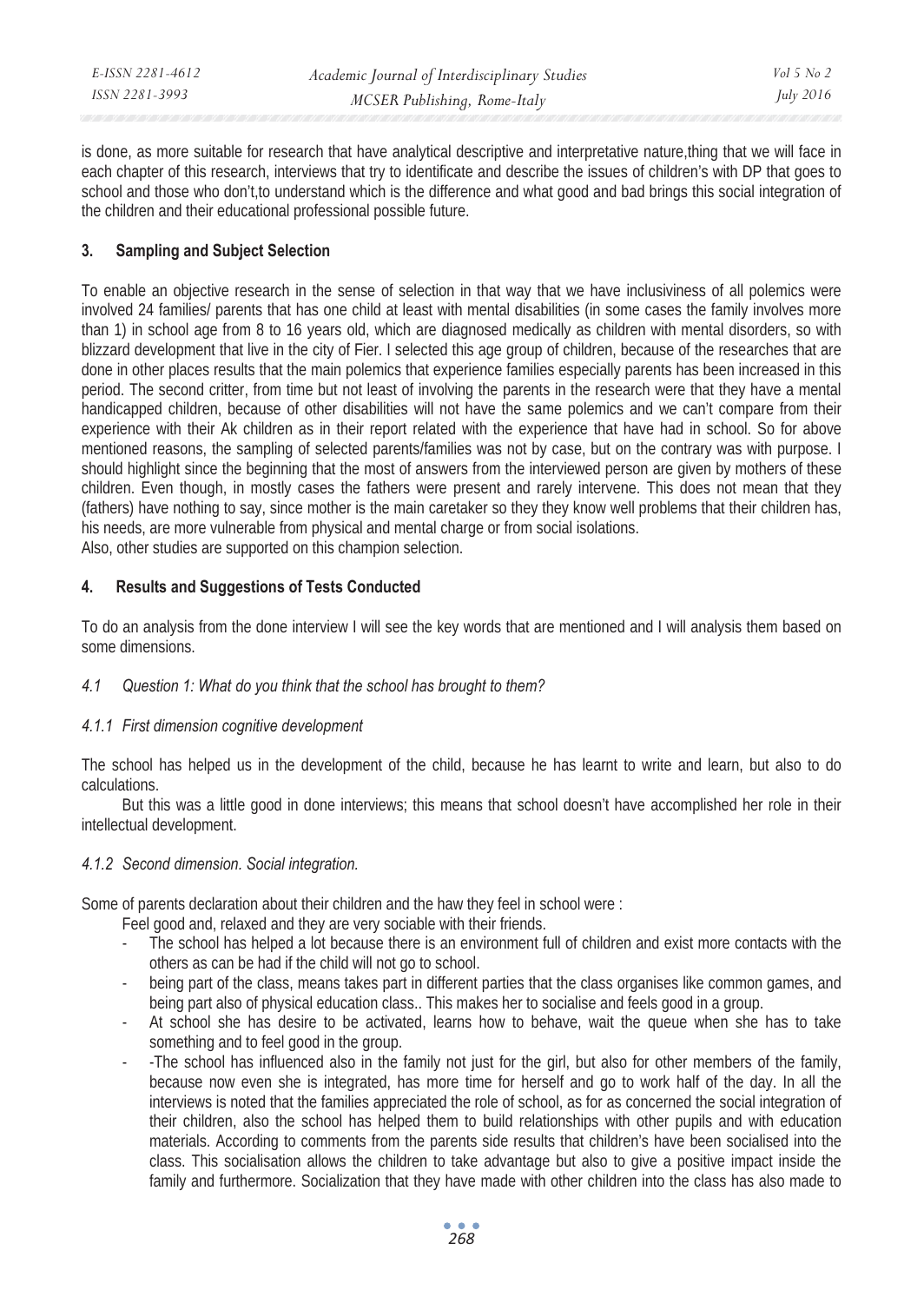is done, as more suitable for research that have analytical descriptive and interpretative nature,thing that we will face in each chapter of this research, interviews that try to identificate and describe the issues of children's with DP that goes to school and those who don't,to understand which is the difference and what good and bad brings this social integration of the children and their educational professional possible future.

## 3. Sampling and Subject Selection

To enable an objective research in the sense of selection in that way that we have inclusiviness of all polemics were involved 24 families/ parents that has one child at least with mental disabilities (in some cases the family involves more than 1) in school age from 8 to 16 years old, which are diagnosed medically as children with mental disorders, so with blizzard development that live in the city of Fier. I selected this age group of children, because of the researches that are done in other places results that the main polemics that experience families especially parents has been increased in this period. The second critter, from time but not least of involving the parents in the research were that they have a mental handicapped children, because of other disabilities will not have the same polemics and we can't compare from their experience with their Ak children as in their report related with the experience that have had in school. So for above mentioned reasons, the sampling of selected parents/families was not by case, but on the contrary was with purpose. I should highlight since the beginning that the most of answers from the interviewed person are given by mothers of these children. Even though, in mostly cases the fathers were present and rarely intervene. This does not mean that they (fathers) have nothing to say, since mother is the main caretaker so they they know well problems that their children has, his needs, are more vulnerable from physical and mental charge or from social isolations.
Also, other studies are supported on this champion selection.

## 4. Results and Suggestions of Tests Conducted

To do an analysis from the done interview I will see the key words that are mentioned and I will analysis them based on some dimensions.

### 4.1 *Question 1: What do you think that the school has brought to them?*

#### 4.1.1 *First dimension cognitive development*

The school has helped us in the development of the child, because he has learnt to write and learn, but also to do calculations.

But this was a little good in done interviews; this means that school doesn't have accomplished her role in their intellectual development.

#### 4.1.2 *Second dimension. Social integration.*

Some of parents declaration about their children and the haw they feel in school were :

Feel good and, relaxed and they are very sociable with their friends.

- The school has helped a lot because there is an environment full of children and exist more contacts with the others as can be had if the child will not go to school.
- being part of the class, means takes part in different parties that the class organises like common games, and being part also of physical education class.. This makes her to socialise and feels good in a group.
- At school she has desire to be activated, learns how to behave, wait the queue when she has to take something and to feel good in the group.
- -The school has influenced also in the family not just for the girl, but also for other members of the family, because now even she is integrated, has more time for herself and go to work half of the day. In all the interviews is noted that the families appreciated the role of school, as for as concerned the social integration of their children, also the school has helped them to build relationships with other pupils and with education materials. According to comments from the parents side results that children's have been socialised into the class. This socialisation allows the children to take advantage but also to give a positive impact inside the family and furthermore. Socialization that they have made with other children into the class has also made to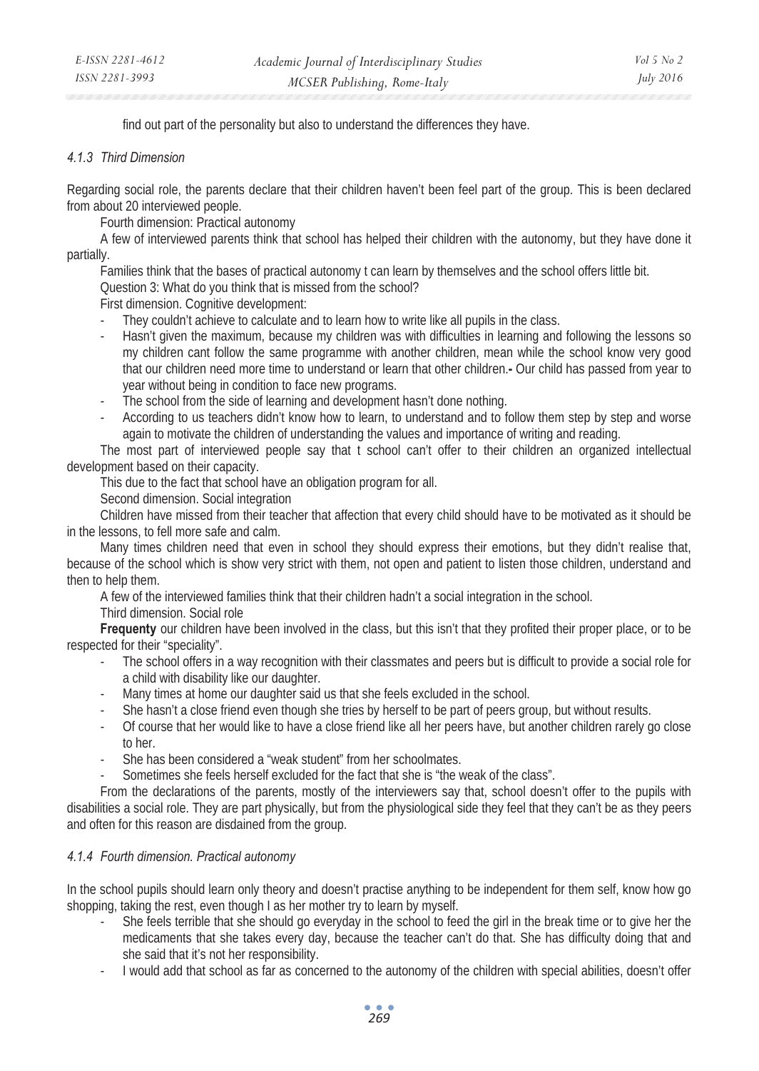find out part of the personality but also to understand the differences they have.

#### 4.1.3 Third Dimension

Regarding social role, the parents declare that their children haven't been feel part of the group. This is been declared from about 20 interviewed people.

Fourth dimension: Practical autonomy

A few of interviewed parents think that school has helped their children with the autonomy, but they have done it partially.

Families think that the bases of practical autonomy t can learn by themselves and the school offers little bit.

Question 3: What do you think that is missed from the school?

First dimension. Cognitive development:

- They couldn't achieve to calculate and to learn how to write like all pupils in the class.
- Hasn't given the maximum, because my children was with difficulties in learning and following the lessons so my children cant follow the same programme with another children, mean while the school know very good that our children need more time to understand or learn that other children.- Our child has passed from year to year without being in condition to face new programs.
- The school from the side of learning and development hasn't done nothing.
- According to us teachers didn't know how to learn, to understand and to follow them step by step and worse again to motivate the children of understanding the values and importance of writing and reading.

The most part of interviewed people say that t school can't offer to their children an organized intellectual development based on their capacity.

This due to the fact that school have an obligation program for all.

Second dimension. Social integration

Children have missed from their teacher that affection that every child should have to be motivated as it should be in the lessons, to fell more safe and calm.

Many times children need that even in school they should express their emotions, but they didn't realise that, because of the school which is show very strict with them, not open and patient to listen those children, understand and then to help them.

A few of the interviewed families think that their children hadn't a social integration in the school.

Third dimension. Social role

**Frequenty** our children have been involved in the class, but this isn't that they profited their proper place, or to be respected for their "speciality".

- The school offers in a way recognition with their classmates and peers but is difficult to provide a social role for a child with disability like our daughter.
- Many times at home our daughter said us that she feels excluded in the school.
- She hasn't a close friend even though she tries by herself to be part of peers group, but without results.
- Of course that her would like to have a close friend like all her peers have, but another children rarely go close to her.
- She has been considered a "weak student" from her schoolmates.
- Sometimes she feels herself excluded for the fact that she is "the weak of the class".

From the declarations of the parents, mostly of the interviewers say that, school doesn't offer to the pupils with disabilities a social role. They are part physically, but from the physiological side they feel that they can't be as they peers and often for this reason are disdained from the group.

#### 4.1.4 Fourth dimension. Practical autonomy

In the school pupils should learn only theory and doesn't practise anything to be independent for them self, know how go shopping, taking the rest, even though I as her mother try to learn by myself.

- She feels terrible that she should go everyday in the school to feed the girl in the break time or to give her the medicaments that she takes every day, because the teacher can't do that. She has difficulty doing that and she said that it's not her responsibility.
- I would add that school as far as concerned to the autonomy of the children with special abilities, doesn't offer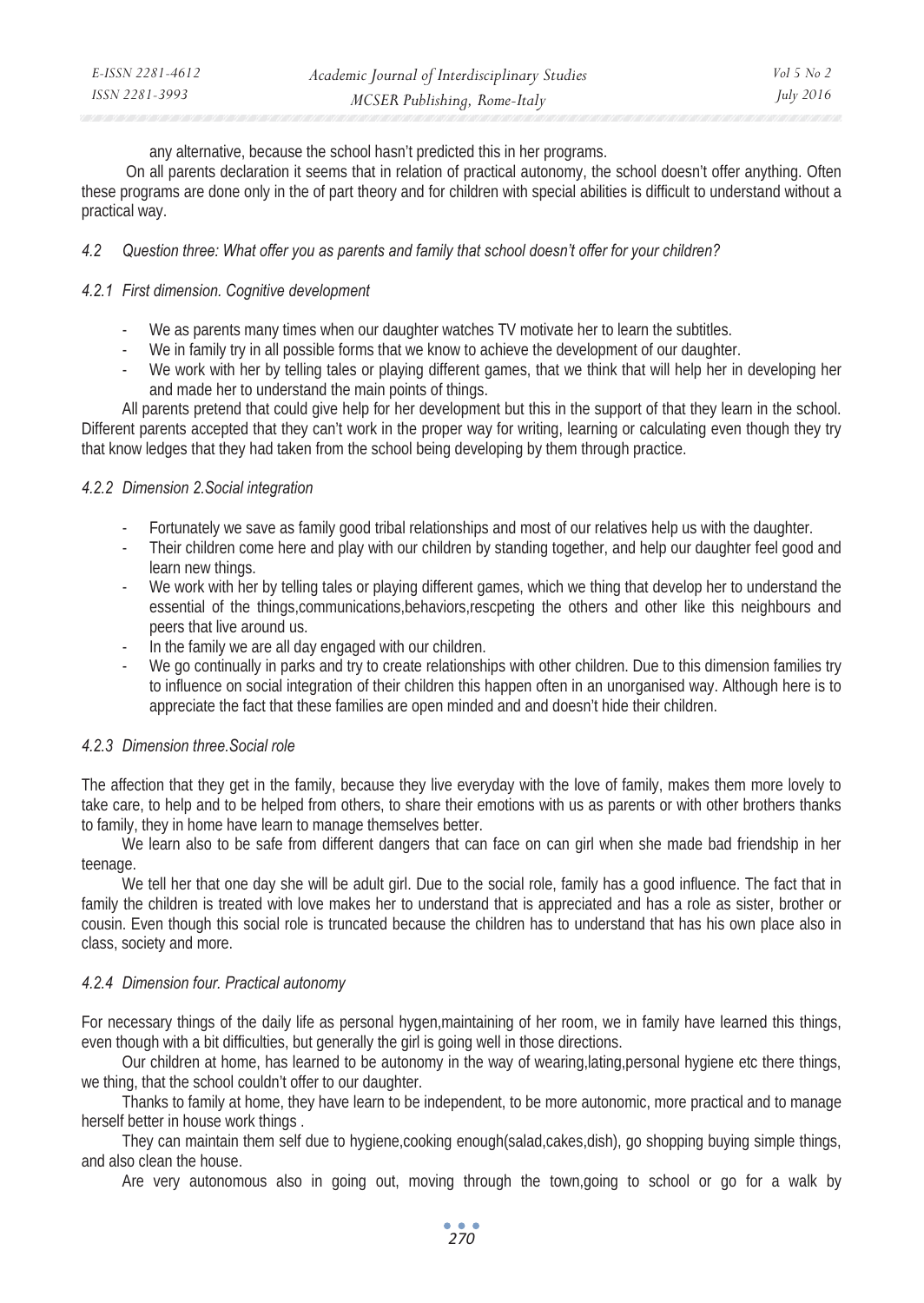any alternative, because the school hasn't predicted this in her programs.

On all parents declaration it seems that in relation of practical autonomy, the school doesn't offer anything. Often these programs are done only in the of part theory and for children with special abilities is difficult to understand without a practical way.

### *4.2 Question three: What offer you as parents and family that school doesn't offer for your children?*

#### *4.2.1 First dimension. Cognitive development*

- We as parents many times when our daughter watches TV motivate her to learn the subtitles.
- We in family try in all possible forms that we know to achieve the development of our daughter.
- We work with her by telling tales or playing different games, that we think that will help her in developing her and made her to understand the main points of things.

All parents pretend that could give help for her development but this in the support of that they learn in the school. Different parents accepted that they can't work in the proper way for writing, learning or calculating even though they try that know ledges that they had taken from the school being developing by them through practice.

#### *4.2.2 Dimension 2.Social integration*

- Fortunately we save as family good tribal relationships and most of our relatives help us with the daughter.
- Their children come here and play with our children by standing together, and help our daughter feel good and learn new things.
- We work with her by telling tales or playing different games, which we thing that develop her to understand the essential of the things,communications,behaviors,rescpeting the others and other like this neighbours and peers that live around us.
- In the family we are all day engaged with our children.
- We go continually in parks and try to create relationships with other children. Due to this dimension families try to influence on social integration of their children this happen often in an unorganised way. Although here is to appreciate the fact that these families are open minded and and doesn't hide their children.

#### *4.2.3 Dimension three.Social role*

The affection that they get in the family, because they live everyday with the love of family, makes them more lovely to take care, to help and to be helped from others, to share their emotions with us as parents or with other brothers thanks to family, they in home have learn to manage themselves better.

We learn also to be safe from different dangers that can face on can girl when she made bad friendship in her teenage.

We tell her that one day she will be adult girl. Due to the social role, family has a good influence. The fact that in family the children is treated with love makes her to understand that is appreciated and has a role as sister, brother or cousin. Even though this social role is truncated because the children has to understand that has his own place also in class, society and more.

#### *4.2.4 Dimension four. Practical autonomy*

For necessary things of the daily life as personal hygen,maintaining of her room, we in family have learned this things, even though with a bit difficulties, but generally the girl is going well in those directions.

Our children at home, has learned to be autonomy in the way of wearing,lating,personal hygiene etc there things, we thing, that the school couldn't offer to our daughter.

Thanks to family at home, they have learn to be independent, to be more autonomic, more practical and to manage herself better in house work things .

They can maintain them self due to hygiene,cooking enough(salad,cakes,dish), go shopping buying simple things, and also clean the house.

Are very autonomous also in going out, moving through the town,going to school or go for a walk by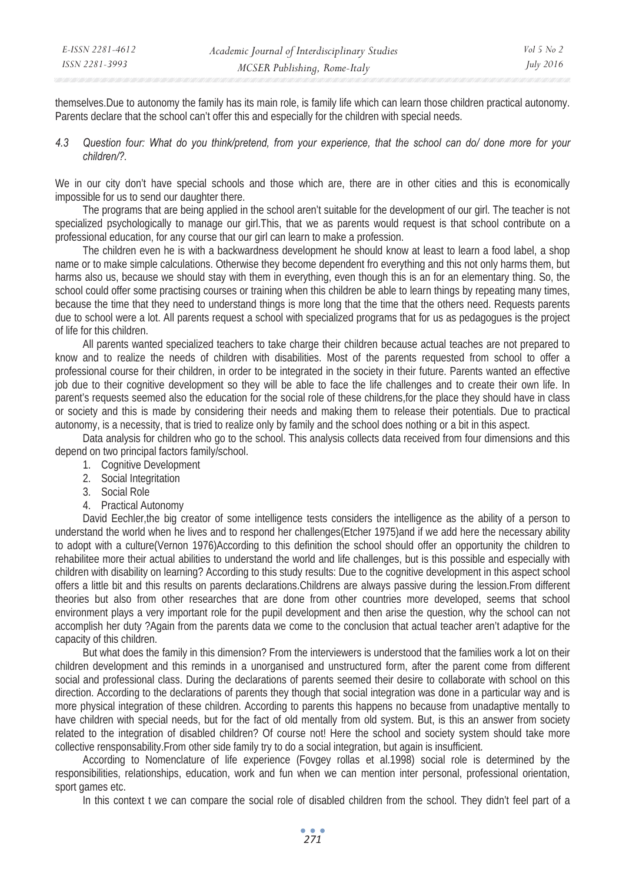themselves.Due to autonomy the family has its main role, is family life which can learn those children practical autonomy. Parents declare that the school can't offer this and especially for the children with special needs.

*4.3 Question four: What do you think/pretend, from your experience, that the school can do/ done more for your children/?.*

We in our city don't have special schools and those which are, there are in other cities and this is economically impossible for us to send our daughter there.

The programs that are being applied in the school aren't suitable for the development of our girl. The teacher is not specialized psychologically to manage our girl.This, that we as parents would request is that school contribute on a professional education, for any course that our girl can learn to make a profession.

The children even he is with a backwardness development he should know at least to learn a food label, a shop name or to make simple calculations. Otherwise they become dependent fro everything and this not only harms them, but harms also us, because we should stay with them in everything, even though this is an for an elementary thing. So, the school could offer some practising courses or training when this children be able to learn things by repeating many times, because the time that they need to understand things is more long that the time that the others need. Requests parents due to school were a lot. All parents request a school with specialized programs that for us as pedagogues is the project of life for this children.

All parents wanted specialized teachers to take charge their children because actual teaches are not prepared to know and to realize the needs of children with disabilities. Most of the parents requested from school to offer a professional course for their children, in order to be integrated in the society in their future. Parents wanted an effective job due to their cognitive development so they will be able to face the life challenges and to create their own life. In parent's requests seemed also the education for the social role of these childrens,for the place they should have in class or society and this is made by considering their needs and making them to release their potentials. Due to practical autonomy, is a necessity, that is tried to realize only by family and the school does nothing or a bit in this aspect.

Data analysis for children who go to the school. This analysis collects data received from four dimensions and this depend on two principal factors family/school.

1. Cognitive Development
2. Social Integritation
3. Social Role
4. Practical Autonomy

David Eechler,the big creator of some intelligence tests considers the intelligence as the ability of a person to understand the world when he lives and to respond her challenges(Etcher 1975)and if we add here the necessary ability to adopt with a culture(Vernon 1976)According to this definition the school should offer an opportunity the children to rehabilitee more their actual abilities to understand the world and life challenges, but is this possible and especially with children with disability on learning? According to this study results: Due to the cognitive development in this aspect school offers a little bit and this results on parents declarations.Childrens are always passive during the lession.From different theories but also from other researches that are done from other countries more developed, seems that school environment plays a very important role for the pupil development and then arise the question, why the school can not accomplish her duty ?Again from the parents data we come to the conclusion that actual teacher aren't adaptive for the capacity of this children.

But what does the family in this dimension? From the interviewers is understood that the families work a lot on their children development and this reminds in a unorganised and unstructured form, after the parent come from different social and professional class. During the declarations of parents seemed their desire to collaborate with school on this direction. According to the declarations of parents they though that social integration was done in a particular way and is more physical integration of these children. According to parents this happens no because from unadaptive mentally to have children with special needs, but for the fact of old mentally from old system. But, is this an answer from society related to the integration of disabled children? Of course not! Here the school and society system should take more collective rensponsability.From other side family try to do a social integration, but again is insufficient.

According to Nomenclature of life experience (Fovgey rollas et al.1998) social role is determined by the responsibilities, relationships, education, work and fun when we can mention inter personal, professional orientation, sport games etc.

In this context t we can compare the social role of disabled children from the school. They didn't feel part of a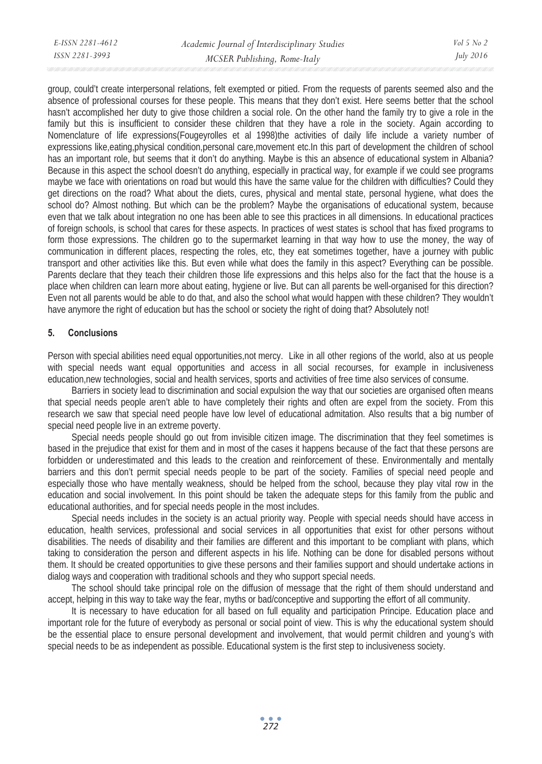group, could't create interpersonal relations, felt exempted or pitied. From the requests of parents seemed also and the absence of professional courses for these people. This means that they don't exist. Here seems better that the school hasn't accomplished her duty to give those children a social role. On the other hand the family try to give a role in the family but this is insufficient to consider these children that they have a role in the society. Again according to Nomenclature of life expressions(Fougeyrolles et al 1998)the activities of daily life include a variety number of expressions like,eating,physical condition,personal care,movement etc.In this part of development the children of school has an important role, but seems that it don't do anything. Maybe is this an absence of educational system in Albania? Because in this aspect the school doesn't do anything, especially in practical way, for example if we could see programs maybe we face with orientations on road but would this have the same value for the children with difficulties? Could they get directions on the road? What about the diets, cures, physical and mental state, personal hygiene, what does the school do? Almost nothing. But which can be the problem? Maybe the organisations of educational system, because even that we talk about integration no one has been able to see this practices in all dimensions. In educational practices of foreign schools, is school that cares for these aspects. In practices of west states is school that has fixed programs to form those expressions. The children go to the supermarket learning in that way how to use the money, the way of communication in different places, respecting the roles, etc, they eat sometimes together, have a journey with public transport and other activities like this. But even while what does the family in this aspect? Everything can be possible. Parents declare that they teach their children those life expressions and this helps also for the fact that the house is a place when children can learn more about eating, hygiene or live. But can all parents be well-organised for this direction? Even not all parents would be able to do that, and also the school what would happen with these children? They wouldn't have anymore the right of education but has the school or society the right of doing that? Absolutely not!

## 5. Conclusions

Person with special abilities need equal opportunities,not mercy. Like in all other regions of the world, also at us people with special needs want equal opportunities and access in all social recourses, for example in inclusiveness education,new technologies, social and health services, sports and activities of free time also services of consume.

Barriers in society lead to discrimination and social expulsion the way that our societies are organised often means that special needs people aren't able to have completely their rights and often are expel from the society. From this research we saw that special need people have low level of educational admitation. Also results that a big number of special need people live in an extreme poverty.

Special needs people should go out from invisible citizen image. The discrimination that they feel sometimes is based in the prejudice that exist for them and in most of the cases it happens because of the fact that these persons are forbidden or underestimated and this leads to the creation and reinforcement of these. Environmentally and mentally barriers and this don't permit special needs people to be part of the society. Families of special need people and especially those who have mentally weakness, should be helped from the school, because they play vital row in the education and social involvement. In this point should be taken the adequate steps for this family from the public and educational authorities, and for special needs people in the most includes.

Special needs includes in the society is an actual priority way. People with special needs should have access in education, health services, professional and social services in all opportunities that exist for other persons without disabilities. The needs of disability and their families are different and this important to be compliant with plans, which taking to consideration the person and different aspects in his life. Nothing can be done for disabled persons without them. It should be created opportunities to give these persons and their families support and should undertake actions in dialog ways and cooperation with traditional schools and they who support special needs.

The school should take principal role on the diffusion of message that the right of them should understand and accept, helping in this way to take way the fear, myths or bad/conceptive and supporting the effort of all community.

It is necessary to have education for all based on full equality and participation Principe. Education place and important role for the future of everybody as personal or social point of view. This is why the educational system should be the essential place to ensure personal development and involvement, that would permit children and young's with special needs to be as independent as possible. Educational system is the first step to inclusiveness society.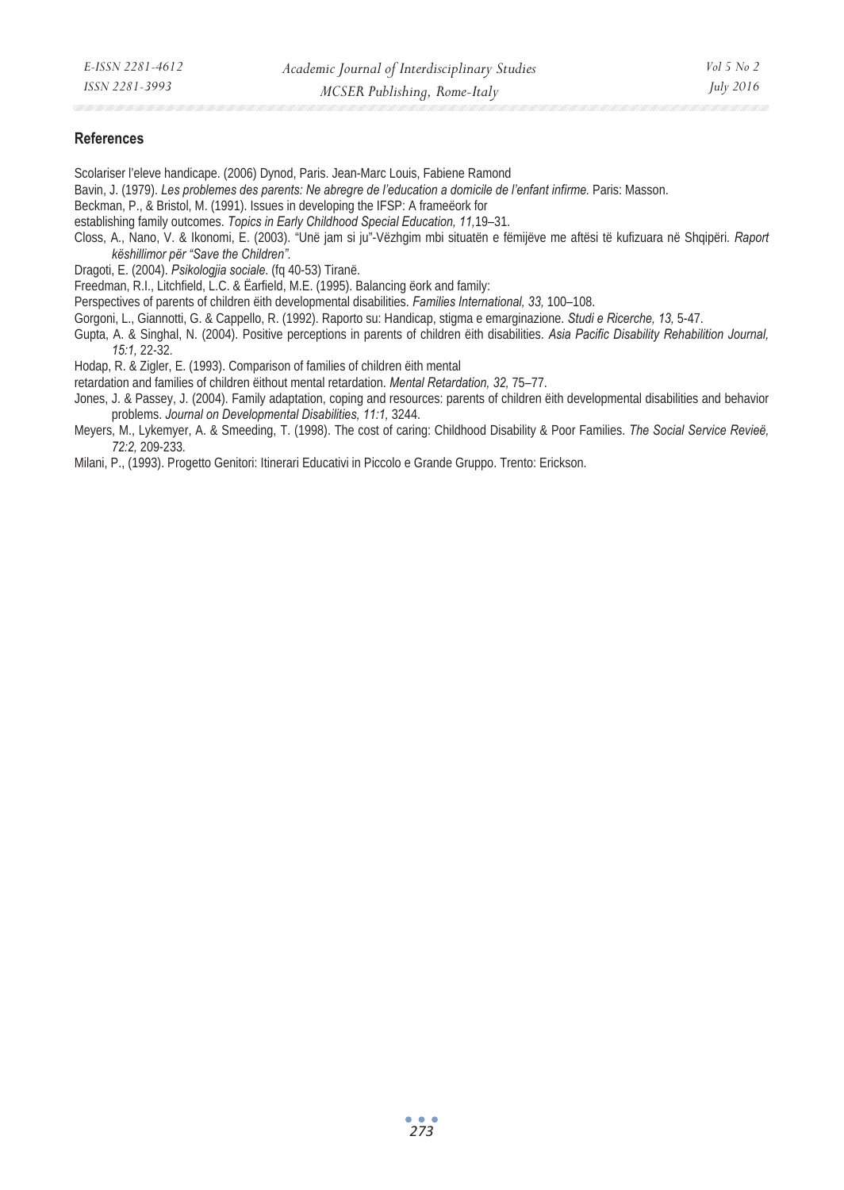## References

Scolariser l'eleve handicape. (2006) Dynod, Paris. Jean-Marc Louis, Fabiene Ramond

Bavin, J. (1979). *Les problemes des parents: Ne abregre de l'education a domicile de l'enfant infirme.* Paris: Masson.

Beckman, P., & Bristol, M. (1991). Issues in developing the IFSP: A frameëork for establishing family outcomes. *Topics in Early Childhood Special Education, 11,*19–31.

Closs, A., Nano, V. & Ikonomi, E. (2003). "Unë jam si ju"-Vëzhgim mbi situatën e fëmijëve me aftësi të kufizuara në Shqipëri. *Raport këshillimor për "Save the Children".*

Dragoti, E. (2004). *Psikologjia sociale.* (fq 40-53) Tiranë.

Freedman, R.I., Litchfield, L.C. & Ëarfield, M.E. (1995). Balancing ëork and family: Perspectives of parents of children ëith developmental disabilities. *Families International, 33,* 100–108.

Gorgoni, L., Giannotti, G. & Cappello, R. (1992). Raporto su: Handicap, stigma e emarginazione. *Studi e Ricerche, 13,* 5-47.

Gupta, A. & Singhal, N. (2004). Positive perceptions in parents of children ëith disabilities. *Asia Pacific Disability Rehabilition Journal, 15:1,* 22-32.

Hodap, R. & Zigler, E. (1993). Comparison of families of children ëith mental retardation and families of children ëithout mental retardation. *Mental Retardation, 32,* 75–77.

Jones, J. & Passey, J. (2004). Family adaptation, coping and resources: parents of children ëith developmental disabilities and behavior problems. *Journal on Developmental Disabilities, 11:1,* 3244.

Meyers, M., Lykemyer, A. & Smeeding, T. (1998). The cost of caring: Childhood Disability & Poor Families. *The Social Service Revieë, 72:2,* 209-233.

Milani, P., (1993). Progetto Genitori: Itinerari Educativi in Piccolo e Grande Gruppo. Trento: Erickson.